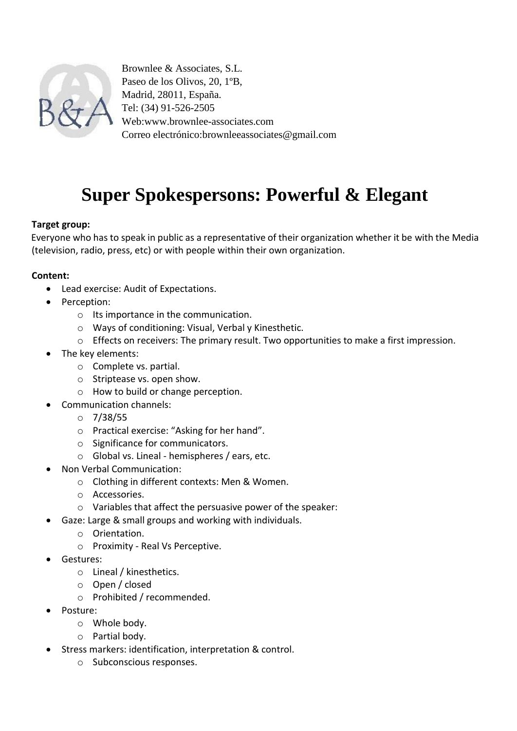Brownlee & Associates, S.L.
Paseo de los Olivos, 20, 1ºB,
Madrid, 28011, España.
Tel: (34) 91-526-2505
Web:www.brownlee-associates.com
Correo electrónico:brownleeassociates@gmail.com

# Super Spokespersons: Powerful & Elegant

**Target group:**
Everyone who has to speak in public as a representative of their organization whether it be with the Media (television, radio, press, etc) or with people within their own organization.

**Content:**

- Lead exercise: Audit of Expectations.
- Perception:
  - Its importance in the communication.
  - Ways of conditioning: Visual, Verbal y Kinesthetic.
  - Effects on receivers: The primary result. Two opportunities to make a first impression.
- The key elements:
  - Complete vs. partial.
  - Striptease vs. open show.
  - How to build or change perception.
- Communication channels:
  - 7/38/55
  - Practical exercise: "Asking for her hand".
  - Significance for communicators.
  - Global vs. Lineal - hemispheres / ears, etc.
- Non Verbal Communication:
  - Clothing in different contexts: Men & Women.
  - Accessories.
  - Variables that affect the persuasive power of the speaker:
- Gaze: Large & small groups and working with individuals.
  - Orientation.
  - Proximity - Real Vs Perceptive.
- Gestures:
  - Lineal / kinesthetics.
  - Open / closed
  - Prohibited / recommended.
- Posture:
  - Whole body.
  - Partial body.
- Stress markers: identification, interpretation & control.
  - Subconscious responses.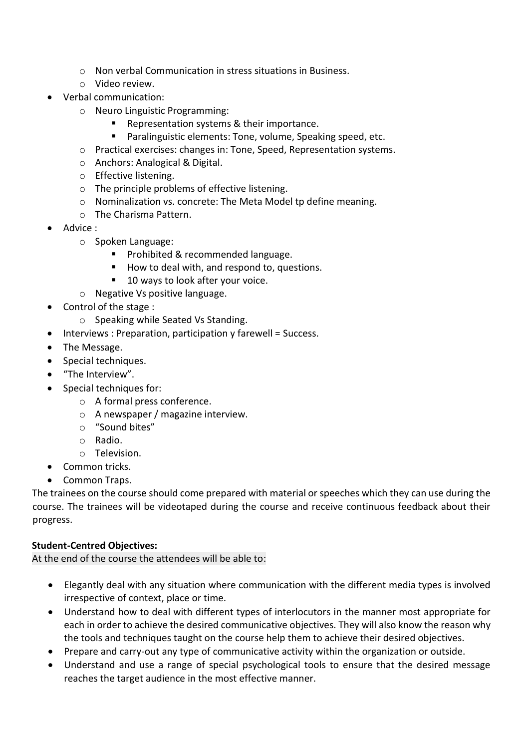- Non verbal Communication in stress situations in Business.
  - Video review.
- Verbal communication:
  - Neuro Linguistic Programming:
    - Representation systems & their importance.
    - Paralinguistic elements: Tone, volume, Speaking speed, etc.
  - Practical exercises: changes in: Tone, Speed, Representation systems.
  - Anchors: Analogical & Digital.
  - Effective listening.
  - The principle problems of effective listening.
  - Nominalization vs. concrete: The Meta Model tp define meaning.
  - The Charisma Pattern.
- Advice :
  - Spoken Language:
    - Prohibited & recommended language.
    - How to deal with, and respond to, questions.
    - 10 ways to look after your voice.
  - Negative Vs positive language.
- Control of the stage :
  - Speaking while Seated Vs Standing.
- Interviews : Preparation, participation y farewell = Success.
- The Message.
- Special techniques.
- "The Interview".
- Special techniques for:
  - A formal press conference.
  - A newspaper / magazine interview.
  - "Sound bites"
  - Radio.
  - Television.
- Common tricks.
- Common Traps.

The trainees on the course should come prepared with material or speeches which they can use during the course. The trainees will be videotaped during the course and receive continuous feedback about their progress.

**Student-Centred Objectives:**

At the end of the course the attendees will be able to:

- Elegantly deal with any situation where communication with the different media types is involved irrespective of context, place or time.
- Understand how to deal with different types of interlocutors in the manner most appropriate for each in order to achieve the desired communicative objectives. They will also know the reason why the tools and techniques taught on the course help them to achieve their desired objectives.
- Prepare and carry-out any type of communicative activity within the organization or outside.
- Understand and use a range of special psychological tools to ensure that the desired message reaches the target audience in the most effective manner.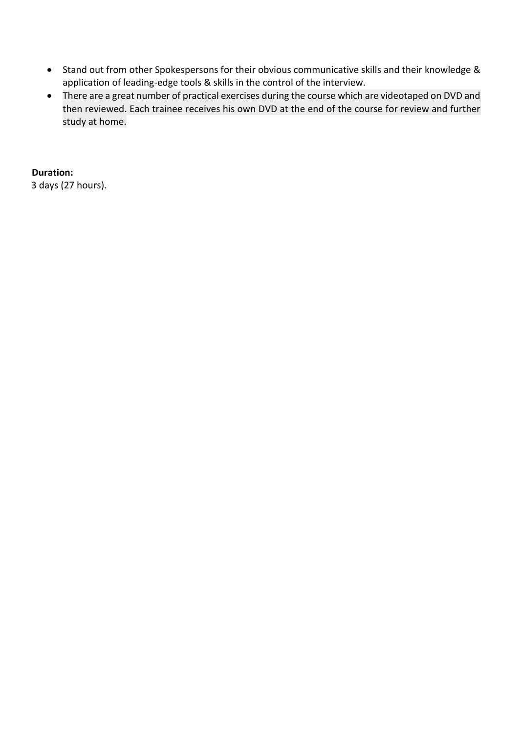- Stand out from other Spokespersons for their obvious communicative skills and their knowledge & application of leading-edge tools & skills in the control of the interview.
- There are a great number of practical exercises during the course which are videotaped on DVD and then reviewed. Each trainee receives his own DVD at the end of the course for review and further study at home.

**Duration:**
3 days (27 hours).